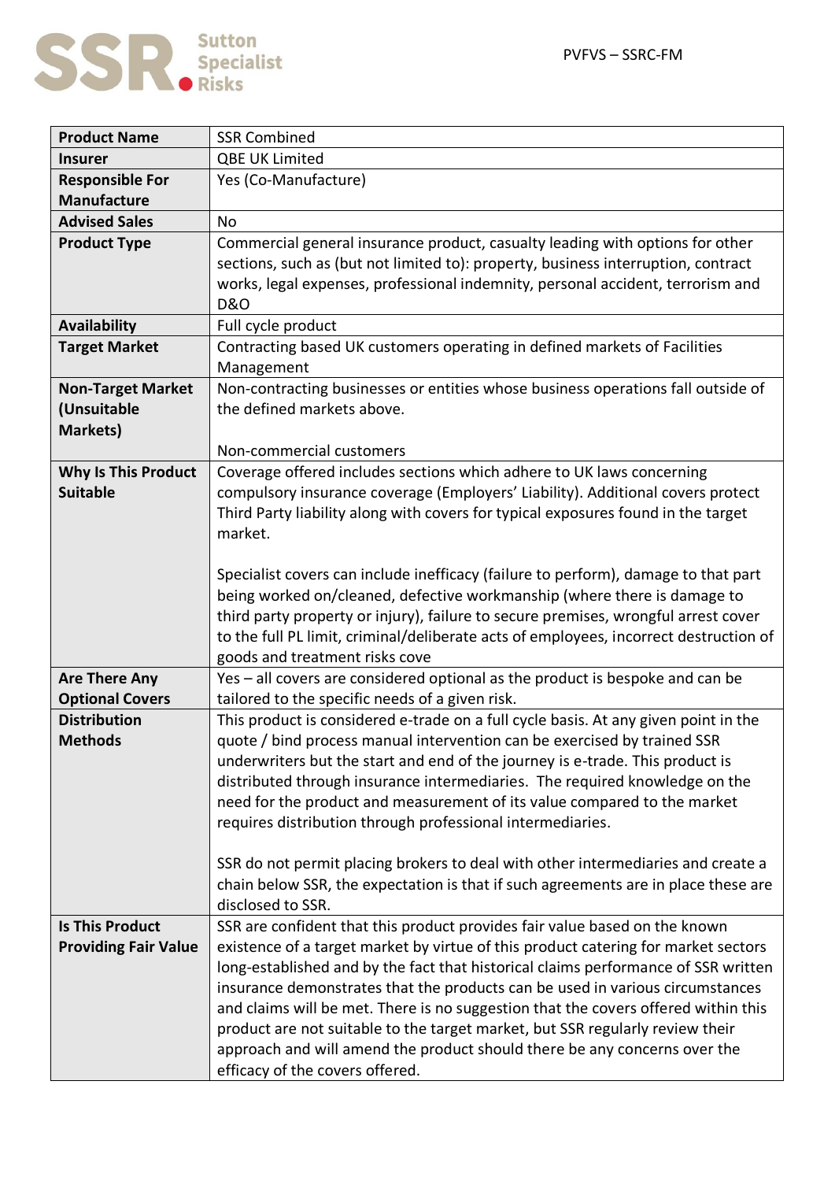PVFVS – SSRC-FM

| **Product Name** | SSR Combined |
|---|---|
| **Insurer** | QBE UK Limited |
| **Responsible For Manufacture** | Yes (Co-Manufacture) |
| **Advised Sales** | No |
| **Product Type** | Commercial general insurance product, casualty leading with options for other sections, such as (but not limited to): property, business interruption, contract works, legal expenses, professional indemnity, personal accident, terrorism and D&O |
| **Availability** | Full cycle product |
| **Target Market** | Contracting based UK customers operating in defined markets of Facilities Management |
| **Non-Target Market (Unsuitable Markets)** | Non-contracting businesses or entities whose business operations fall outside of the defined markets above.<br><br>Non-commercial customers |
| **Why Is This Product Suitable** | Coverage offered includes sections which adhere to UK laws concerning compulsory insurance coverage (Employers' Liability). Additional covers protect Third Party liability along with covers for typical exposures found in the target market.<br><br>Specialist covers can include inefficacy (failure to perform), damage to that part being worked on/cleaned, defective workmanship (where there is damage to third party property or injury), failure to secure premises, wrongful arrest cover to the full PL limit, criminal/deliberate acts of employees, incorrect destruction of goods and treatment risks cove |
| **Are There Any Optional Covers** | Yes – all covers are considered optional as the product is bespoke and can be tailored to the specific needs of a given risk. |
| **Distribution Methods** | This product is considered e-trade on a full cycle basis. At any given point in the quote / bind process manual intervention can be exercised by trained SSR underwriters but the start and end of the journey is e-trade. This product is distributed through insurance intermediaries. The required knowledge on the need for the product and measurement of its value compared to the market requires distribution through professional intermediaries.<br><br>SSR do not permit placing brokers to deal with other intermediaries and create a chain below SSR, the expectation is that if such agreements are in place these are disclosed to SSR. |
| **Is This Product Providing Fair Value** | SSR are confident that this product provides fair value based on the known existence of a target market by virtue of this product catering for market sectors long-established and by the fact that historical claims performance of SSR written insurance demonstrates that the products can be used in various circumstances and claims will be met. There is no suggestion that the covers offered within this product are not suitable to the target market, but SSR regularly review their approach and will amend the product should there be any concerns over the efficacy of the covers offered. |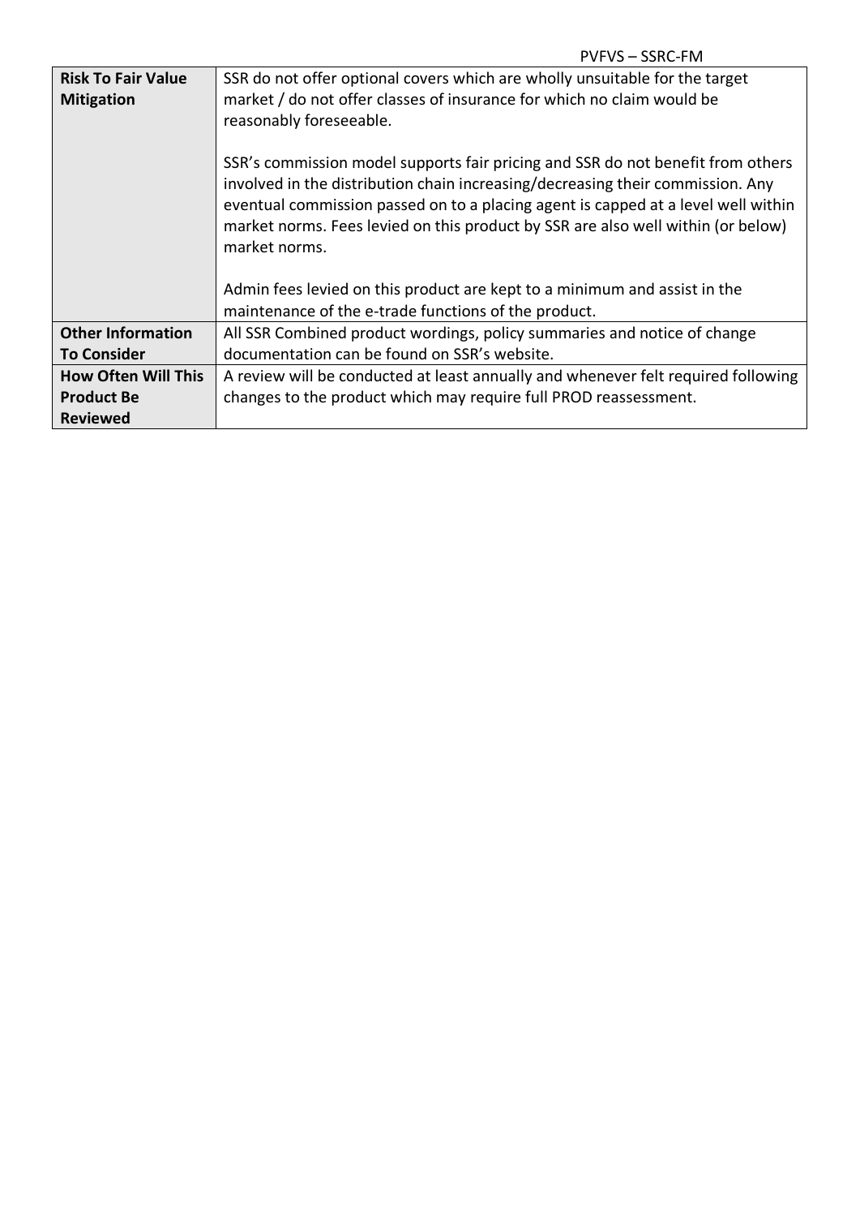| | |
|---|---|
| **Risk To Fair Value Mitigation** | SSR do not offer optional covers which are wholly unsuitable for the target market / do not offer classes of insurance for which no claim would be reasonably foreseeable.<br><br>SSR's commission model supports fair pricing and SSR do not benefit from others involved in the distribution chain increasing/decreasing their commission. Any eventual commission passed on to a placing agent is capped at a level well within market norms. Fees levied on this product by SSR are also well within (or below) market norms.<br><br>Admin fees levied on this product are kept to a minimum and assist in the maintenance of the e-trade functions of the product. |
| **Other Information To Consider** | All SSR Combined product wordings, policy summaries and notice of change documentation can be found on SSR's website. |
| **How Often Will This Product Be Reviewed** | A review will be conducted at least annually and whenever felt required following changes to the product which may require full PROD reassessment. |